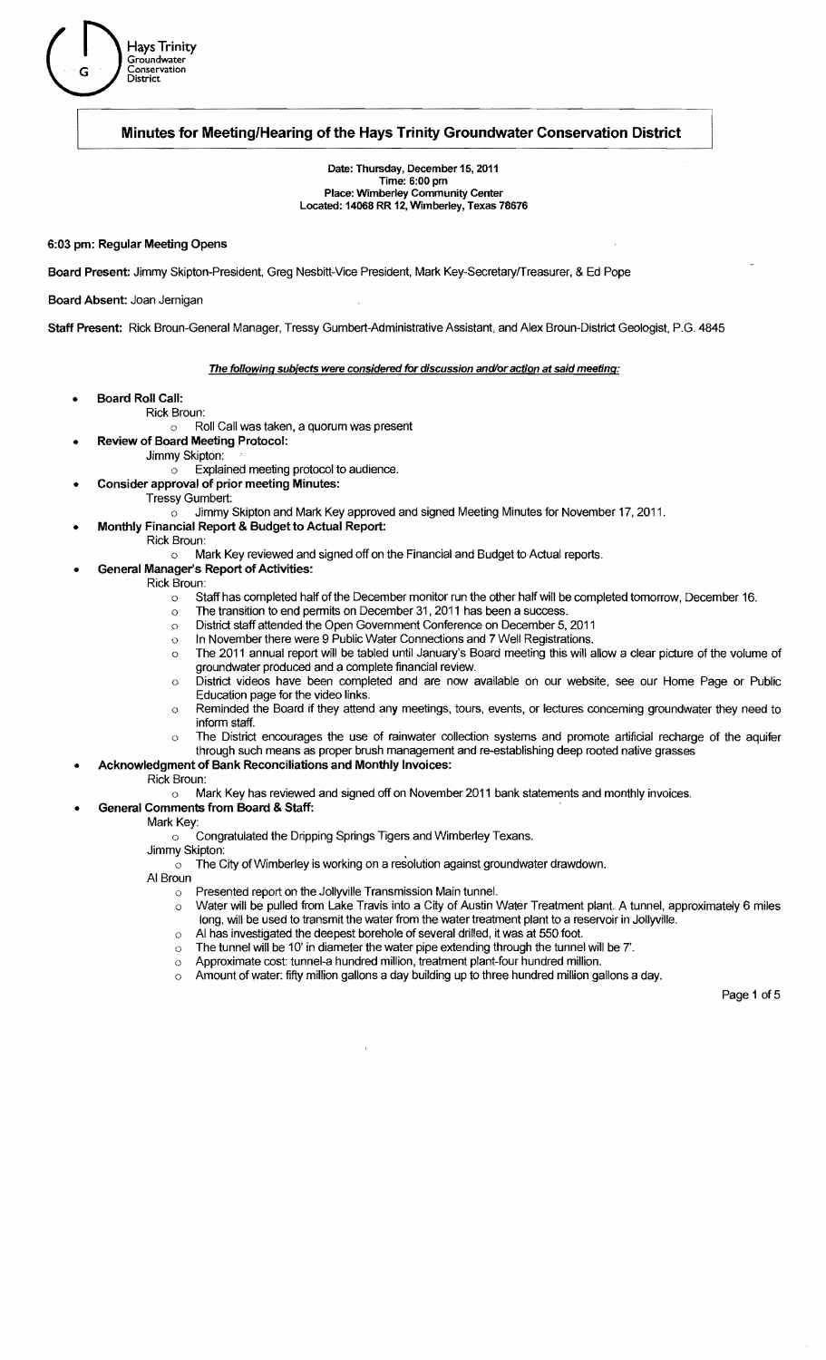Hays Trinity Groundwater Conservation District

# Minutes for Meeting/Hearing of the Hays Trinity Groundwater Conservation District

**Date: Thursday, December 15, 2011**
**Time: 6:00 pm**
**Place: Wimberley Community Center**
**Located: 14068 RR 12, Wimberley, Texas 78676**

**6:03 pm: Regular Meeting Opens**

**Board Present:** Jimmy Skipton-President, Greg Nesbitt-Vice President, Mark Key-Secretary/Treasurer, & Ed Pope

**Board Absent:** Joan Jernigan

**Staff Present:** Rick Broun-General Manager, Tressy Gumbert-Administrative Assistant, and Alex Broun-District Geologist, P.G. 4845

***The following subjects were considered for discussion and/or action at said meeting:***

- **Board Roll Call:**
  - Rick Broun:
    - Roll Call was taken, a quorum was present
- **Review of Board Meeting Protocol:**
  - Jimmy Skipton:
    - Explained meeting protocol to audience.
- **Consider approval of prior meeting Minutes:**
  - Tressy Gumbert:
    - Jimmy Skipton and Mark Key approved and signed Meeting Minutes for November 17, 2011.
- **Monthly Financial Report & Budget to Actual Report:**
  - Rick Broun:
    - Mark Key reviewed and signed off on the Financial and Budget to Actual reports.
- **General Manager's Report of Activities:**
  - Rick Broun:
    - Staff has completed half of the December monitor run the other half will be completed tomorrow, December 16.
    - The transition to end permits on December 31, 2011 has been a success.
    - District staff attended the Open Government Conference on December 5, 2011
    - In November there were 9 Public Water Connections and 7 Well Registrations.
    - The 2011 annual report will be tabled until January's Board meeting this will allow a clear picture of the volume of groundwater produced and a complete financial review.
    - District videos have been completed and are now available on our website, see our Home Page or Public Education page for the video links.
    - Reminded the Board if they attend any meetings, tours, events, or lectures concerning groundwater they need to inform staff.
    - The District encourages the use of rainwater collection systems and promote artificial recharge of the aquifer through such means as proper brush management and re-establishing deep rooted native grasses
- **Acknowledgment of Bank Reconciliations and Monthly Invoices:**
  - Rick Broun:
    - Mark Key has reviewed and signed off on November 2011 bank statements and monthly invoices.
- **General Comments from Board & Staff:**
  - Mark Key:
    - Congratulated the Dripping Springs Tigers and Wimberley Texans.
  - Jimmy Skipton:
    - The City of Wimberley is working on a resolution against groundwater drawdown.
  - Al Broun
    - Presented report on the Jollyville Transmission Main tunnel.
    - Water will be pulled from Lake Travis into a City of Austin Water Treatment plant. A tunnel, approximately 6 miles long, will be used to transmit the water from the water treatment plant to a reservoir in Jollyville.
    - Al has investigated the deepest borehole of several drilled, it was at 550 foot.
    - The tunnel will be 10' in diameter the water pipe extending through the tunnel will be 7'.
    - Approximate cost: tunnel-a hundred million, treatment plant-four hundred million.
    - Amount of water: fifty million gallons a day building up to three hundred million gallons a day.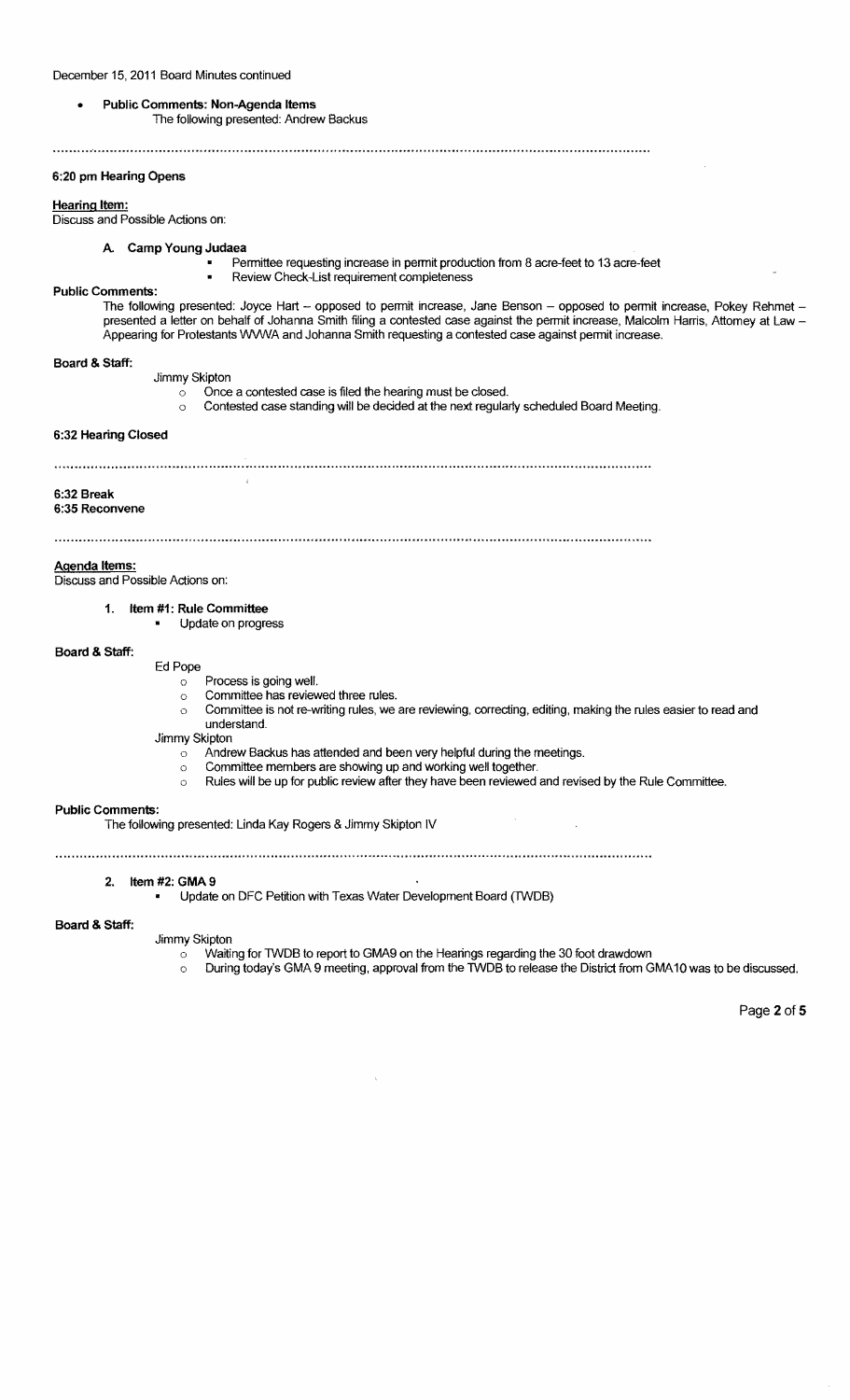December 15, 2011 Board Minutes continued

- **Public Comments: Non-Agenda Items**
  The following presented: Andrew Backus

---

**6:20 pm Hearing Opens**

**Hearing Item:**
Discuss and Possible Actions on:

**A. Camp Young Judaea**
- Permittee requesting increase in permit production from 8 acre-feet to 13 acre-feet
- Review Check-List requirement completeness

**Public Comments:**
The following presented: Joyce Hart – opposed to permit increase, Jane Benson – opposed to permit increase, Pokey Rehmet – presented a letter on behalf of Johanna Smith filing a contested case against the permit increase, Malcolm Harris, Attorney at Law – Appearing for Protestants WWA and Johanna Smith requesting a contested case against permit increase.

**Board & Staff:**

Jimmy Skipton
- Once a contested case is filed the hearing must be closed.
- Contested case standing will be decided at the next regularly scheduled Board Meeting.

**6:32 Hearing Closed**

---

**6:32 Break**
**6:35 Reconvene**

---

**Agenda Items:**
Discuss and Possible Actions on:

**1. Item #1: Rule Committee**
- Update on progress

**Board & Staff:**

Ed Pope
- Process is going well.
- Committee has reviewed three rules.
- Committee is not re-writing rules, we are reviewing, correcting, editing, making the rules easier to read and understand.

Jimmy Skipton
- Andrew Backus has attended and been very helpful during the meetings.
- Committee members are showing up and working well together.
- Rules will be up for public review after they have been reviewed and revised by the Rule Committee.

**Public Comments:**
The following presented: Linda Kay Rogers & Jimmy Skipton IV

---

**2. Item #2: GMA 9**
- Update on DFC Petition with Texas Water Development Board (TWDB)

**Board & Staff:**

Jimmy Skipton
- Waiting for TWDB to report to GMA9 on the Hearings regarding the 30 foot drawdown
- During today's GMA 9 meeting, approval from the TWDB to release the District from GMA10 was to be discussed.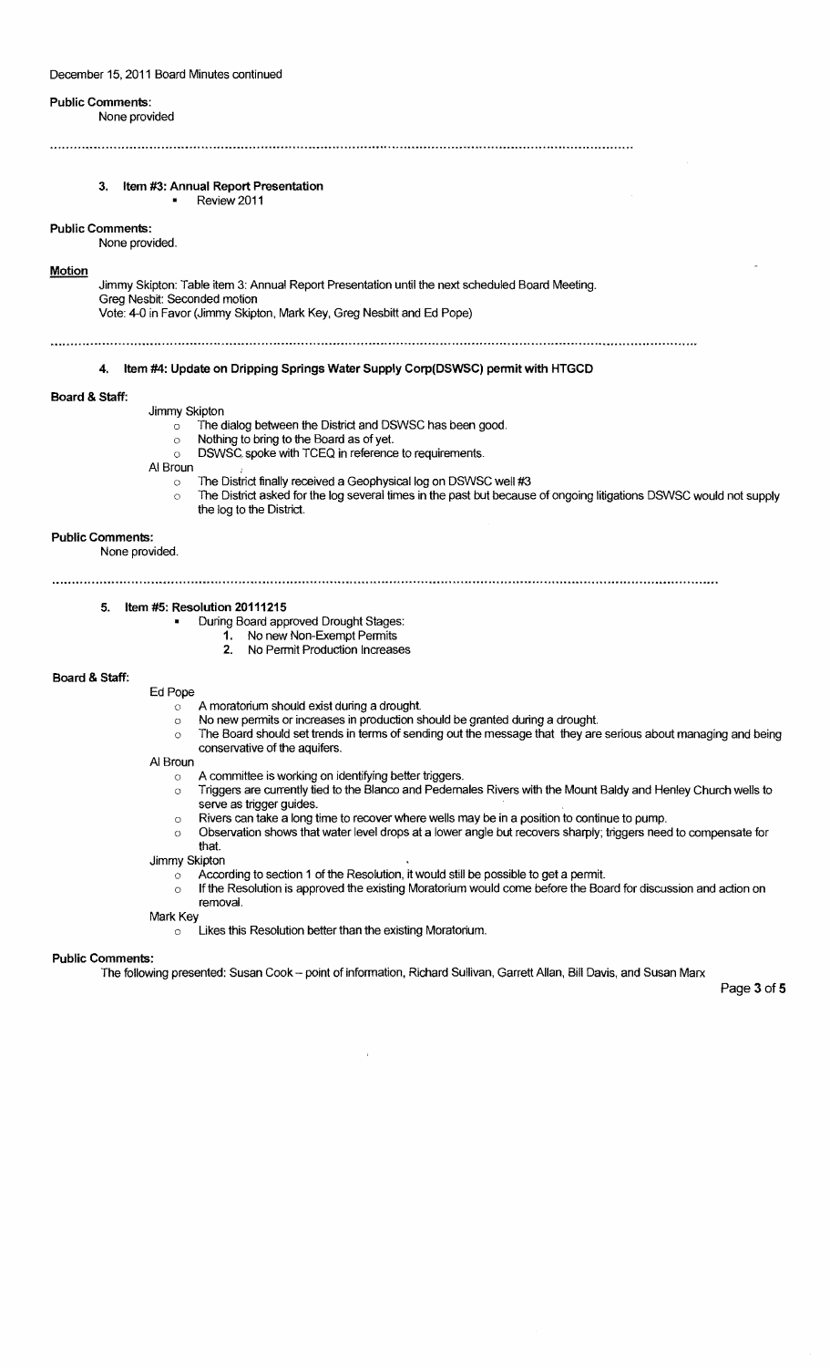December 15, 2011 Board Minutes continued

**Public Comments:**
None provided

---

**3. Item #3: Annual Report Presentation**

- Review 2011

**Public Comments:**
None provided.

**Motion**

Jimmy Skipton: Table item 3: Annual Report Presentation until the next scheduled Board Meeting.
Greg Nesbit: Seconded motion
Vote: 4-0 in Favor (Jimmy Skipton, Mark Key, Greg Nesbitt and Ed Pope)

---

**4. Item #4: Update on Dripping Springs Water Supply Corp(DSWSC) permit with HTGCD**

**Board & Staff:**

Jimmy Skipton
- The dialog between the District and DSWSC has been good.
- Nothing to bring to the Board as of yet.
- DSWSC spoke with TCEQ in reference to requirements.

Al Broun
- The District finally received a Geophysical log on DSWSC well #3
- The District asked for the log several times in the past but because of ongoing litigations DSWSC would not supply the log to the District.

**Public Comments:**
None provided.

---

**5. Item #5: Resolution 20111215**

- During Board approved Drought Stages:
  1. No new Non-Exempt Permits
  2. No Permit Production Increases

**Board & Staff:**

Ed Pope
- A moratorium should exist during a drought.
- No new permits or increases in production should be granted during a drought.
- The Board should set trends in terms of sending out the message that they are serious about managing and being conservative of the aquifers.

Al Broun
- A committee is working on identifying better triggers.
- Triggers are currently tied to the Blanco and Pedernales Rivers with the Mount Baldy and Henley Church wells to serve as trigger guides.
- Rivers can take a long time to recover where wells may be in a position to continue to pump.
- Observation shows that water level drops at a lower angle but recovers sharply; triggers need to compensate for that.

Jimmy Skipton
- According to section 1 of the Resolution, it would still be possible to get a permit.
- If the Resolution is approved the existing Moratorium would come before the Board for discussion and action on removal.

Mark Key
- Likes this Resolution better than the existing Moratorium.

**Public Comments:**
The following presented: Susan Cook – point of information, Richard Sullivan, Garrett Allan, Bill Davis, and Susan Marx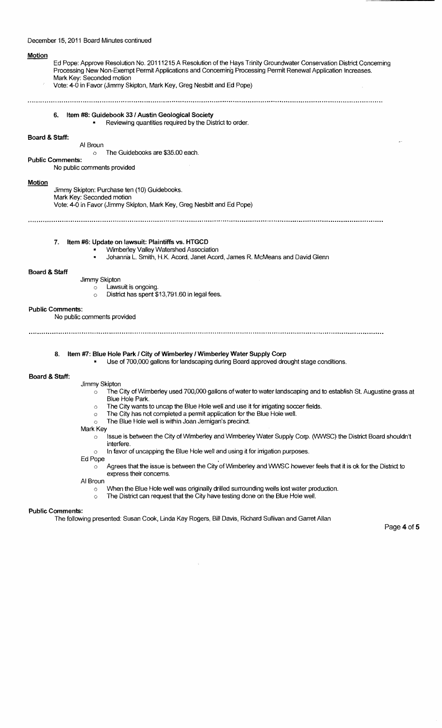December 15, 2011 Board Minutes continued

**Motion**

Ed Pope: Approve Resolution No. 20111215 A Resolution of the Hays Trinity Groundwater Conservation District Concerning Processing New Non-Exempt Permit Applications and Concerning Processing Permit Renewal Application Increases.
Mark Key: Seconded motion
Vote: 4-0 in Favor (Jimmy Skipton, Mark Key, Greg Nesbitt and Ed Pope)

---

**6. Item #8: Guidebook 33 / Austin Geological Society**

- Reviewing quantities required by the District to order.

**Board & Staff:**

Al Broun
- The Guidebooks are $35.00 each.

**Public Comments:**
No public comments provided

**Motion**

Jimmy Skipton: Purchase ten (10) Guidebooks.
Mark Key: Seconded motion
Vote: 4-0 in Favor (Jimmy Skipton, Mark Key, Greg Nesbitt and Ed Pope)

---

**7. Item #6: Update on lawsuit: Plaintiffs vs. HTGCD**

- Wimberley Valley Watershed Association
- Johanna L. Smith, H.K. Acord, Janet Acord, James R. McMeans and David Glenn

**Board & Staff**

Jimmy Skipton
- Lawsuit is ongoing.
- District has spent $13,791.60 in legal fees.

**Public Comments:**
No public comments provided

---

**8. Item #7: Blue Hole Park / City of Wimberley / Wimberley Water Supply Corp**

- Use of 700,000 gallons for landscaping during Board approved drought stage conditions.

**Board & Staff:**

Jimmy Skipton
- The City of Wimberley used 700,000 gallons of water to water landscaping and to establish St. Augustine grass at Blue Hole Park.
- The City wants to uncap the Blue Hole well and use it for irrigating soccer fields.
- The City has not completed a permit application for the Blue Hole well.
- The Blue Hole well is within Joan Jernigan's precinct.

Mark Key
- Issue is between the City of Wimberley and Wimberley Water Supply Corp. (WWSC) the District Board shouldn't interfere.
- In favor of uncapping the Blue Hole well and using it for irrigation purposes.

Ed Pope
- Agrees that the issue is between the City of Wimberley and WWSC however feels that it is ok for the District to express their concerns.

Al Broun
- When the Blue Hole well was originally drilled surrounding wells lost water production.
- The District can request that the City have testing done on the Blue Hole well.

**Public Comments:**
The following presented: Susan Cook, Linda Kay Rogers, Bill Davis, Richard Sullivan and Garret Allan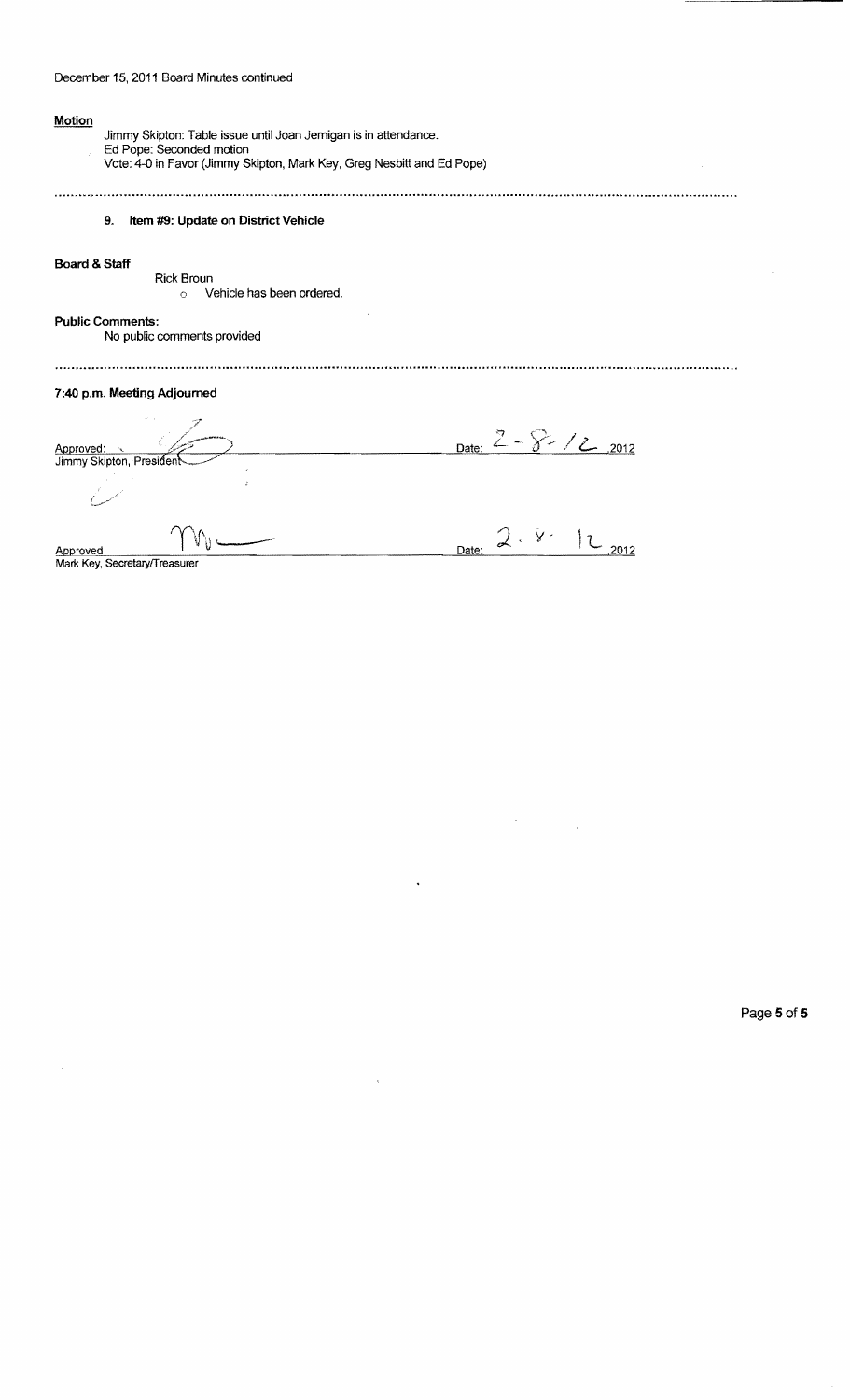December 15, 2011 Board Minutes continued

**Motion**

Jimmy Skipton: Table issue until Joan Jernigan is in attendance.
Ed Pope: Seconded motion
Vote: 4-0 in Favor (Jimmy Skipton, Mark Key, Greg Nesbitt and Ed Pope)

---

**9. Item #9: Update on District Vehicle**

**Board & Staff**

Rick Broun

- Vehicle has been ordered.

**Public Comments:**

No public comments provided

---

**7:40 p.m. Meeting Adjourned**

Approved: ______________________ Date: 2-8-12, 2012
Jimmy Skipton, President

Approved ______________________ Date: 2.8.12, 2012
Mark Key, Secretary/Treasurer